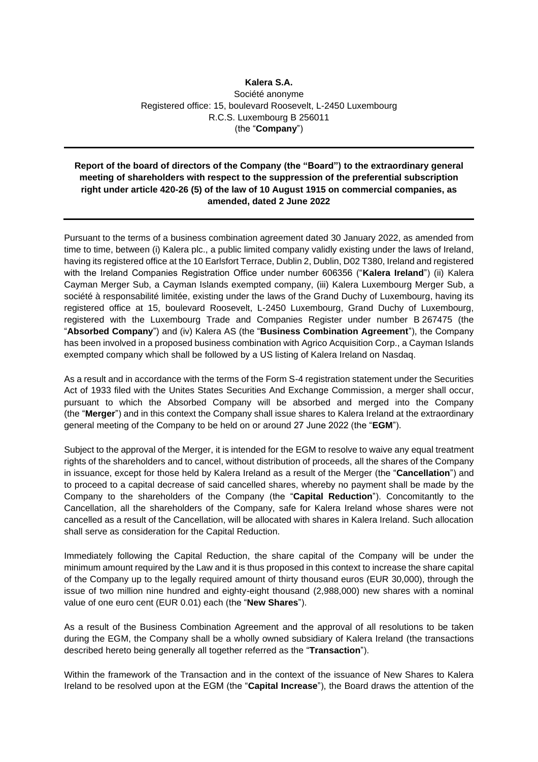**Kalera S.A.**
Société anonyme
Registered office: 15, boulevard Roosevelt, L-2450 Luxembourg
R.C.S. Luxembourg B 256011
(the "**Company**")

---

**Report of the board of directors of the Company (the "Board") to the extraordinary general meeting of shareholders with respect to the suppression of the preferential subscription right under article 420-26 (5) of the law of 10 August 1915 on commercial companies, as amended, dated 2 June 2022**

---

Pursuant to the terms of a business combination agreement dated 30 January 2022, as amended from time to time, between (i) Kalera plc., a public limited company validly existing under the laws of Ireland, having its registered office at the 10 Earlsfort Terrace, Dublin 2, Dublin, D02 T380, Ireland and registered with the Ireland Companies Registration Office under number 606356 ("**Kalera Ireland**") (ii) Kalera Cayman Merger Sub, a Cayman Islands exempted company, (iii) Kalera Luxembourg Merger Sub, a société à responsabilité limitée, existing under the laws of the Grand Duchy of Luxembourg, having its registered office at 15, boulevard Roosevelt, L-2450 Luxembourg, Grand Duchy of Luxembourg, registered with the Luxembourg Trade and Companies Register under number B 267475 (the "**Absorbed Company**") and (iv) Kalera AS (the "**Business Combination Agreement**"), the Company has been involved in a proposed business combination with Agrico Acquisition Corp., a Cayman Islands exempted company which shall be followed by a US listing of Kalera Ireland on Nasdaq.

As a result and in accordance with the terms of the Form S-4 registration statement under the Securities Act of 1933 filed with the Unites States Securities And Exchange Commission, a merger shall occur, pursuant to which the Absorbed Company will be absorbed and merged into the Company (the "**Merger**") and in this context the Company shall issue shares to Kalera Ireland at the extraordinary general meeting of the Company to be held on or around 27 June 2022 (the "**EGM**").

Subject to the approval of the Merger, it is intended for the EGM to resolve to waive any equal treatment rights of the shareholders and to cancel, without distribution of proceeds, all the shares of the Company in issuance, except for those held by Kalera Ireland as a result of the Merger (the "**Cancellation**") and to proceed to a capital decrease of said cancelled shares, whereby no payment shall be made by the Company to the shareholders of the Company (the "**Capital Reduction**"). Concomitantly to the Cancellation, all the shareholders of the Company, safe for Kalera Ireland whose shares were not cancelled as a result of the Cancellation, will be allocated with shares in Kalera Ireland. Such allocation shall serve as consideration for the Capital Reduction.

Immediately following the Capital Reduction, the share capital of the Company will be under the minimum amount required by the Law and it is thus proposed in this context to increase the share capital of the Company up to the legally required amount of thirty thousand euros (EUR 30,000), through the issue of two million nine hundred and eighty-eight thousand (2,988,000) new shares with a nominal value of one euro cent (EUR 0.01) each (the "**New Shares**").

As a result of the Business Combination Agreement and the approval of all resolutions to be taken during the EGM, the Company shall be a wholly owned subsidiary of Kalera Ireland (the transactions described hereto being generally all together referred as the "**Transaction**").

Within the framework of the Transaction and in the context of the issuance of New Shares to Kalera Ireland to be resolved upon at the EGM (the "**Capital Increase**"), the Board draws the attention of the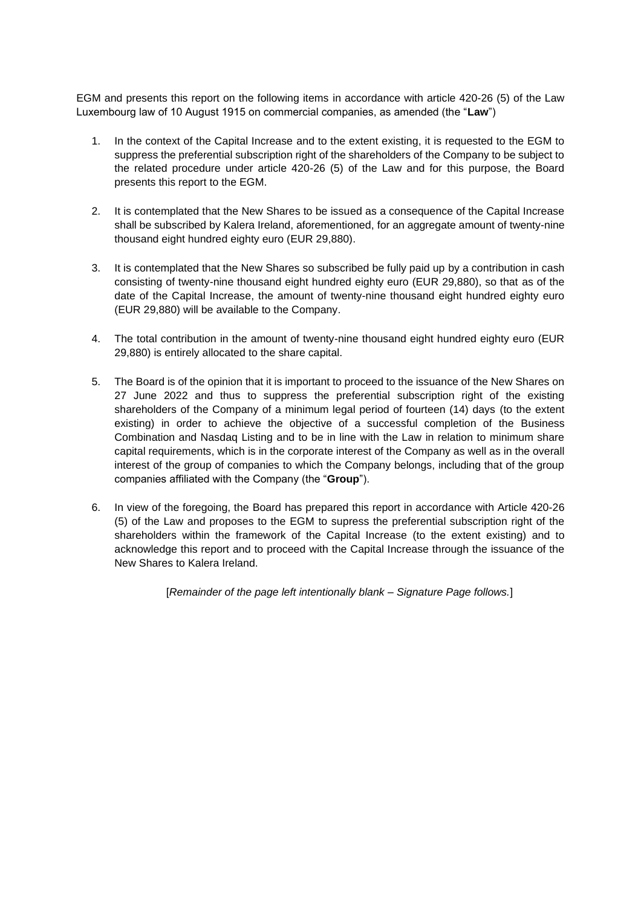EGM and presents this report on the following items in accordance with article 420-26 (5) of the Law Luxembourg law of 10 August 1915 on commercial companies, as amended (the "**Law**")

1. In the context of the Capital Increase and to the extent existing, it is requested to the EGM to suppress the preferential subscription right of the shareholders of the Company to be subject to the related procedure under article 420-26 (5) of the Law and for this purpose, the Board presents this report to the EGM.

2. It is contemplated that the New Shares to be issued as a consequence of the Capital Increase shall be subscribed by Kalera Ireland, aforementioned, for an aggregate amount of twenty-nine thousand eight hundred eighty euro (EUR 29,880).

3. It is contemplated that the New Shares so subscribed be fully paid up by a contribution in cash consisting of twenty-nine thousand eight hundred eighty euro (EUR 29,880), so that as of the date of the Capital Increase, the amount of twenty-nine thousand eight hundred eighty euro (EUR 29,880) will be available to the Company.

4. The total contribution in the amount of twenty-nine thousand eight hundred eighty euro (EUR 29,880) is entirely allocated to the share capital.

5. The Board is of the opinion that it is important to proceed to the issuance of the New Shares on 27 June 2022 and thus to suppress the preferential subscription right of the existing shareholders of the Company of a minimum legal period of fourteen (14) days (to the extent existing) in order to achieve the objective of a successful completion of the Business Combination and Nasdaq Listing and to be in line with the Law in relation to minimum share capital requirements, which is in the corporate interest of the Company as well as in the overall interest of the group of companies to which the Company belongs, including that of the group companies affiliated with the Company (the "**Group**").

6. In view of the foregoing, the Board has prepared this report in accordance with Article 420-26 (5) of the Law and proposes to the EGM to supress the preferential subscription right of the shareholders within the framework of the Capital Increase (to the extent existing) and to acknowledge this report and to proceed with the Capital Increase through the issuance of the New Shares to Kalera Ireland.

[*Remainder of the page left intentionally blank – Signature Page follows.*]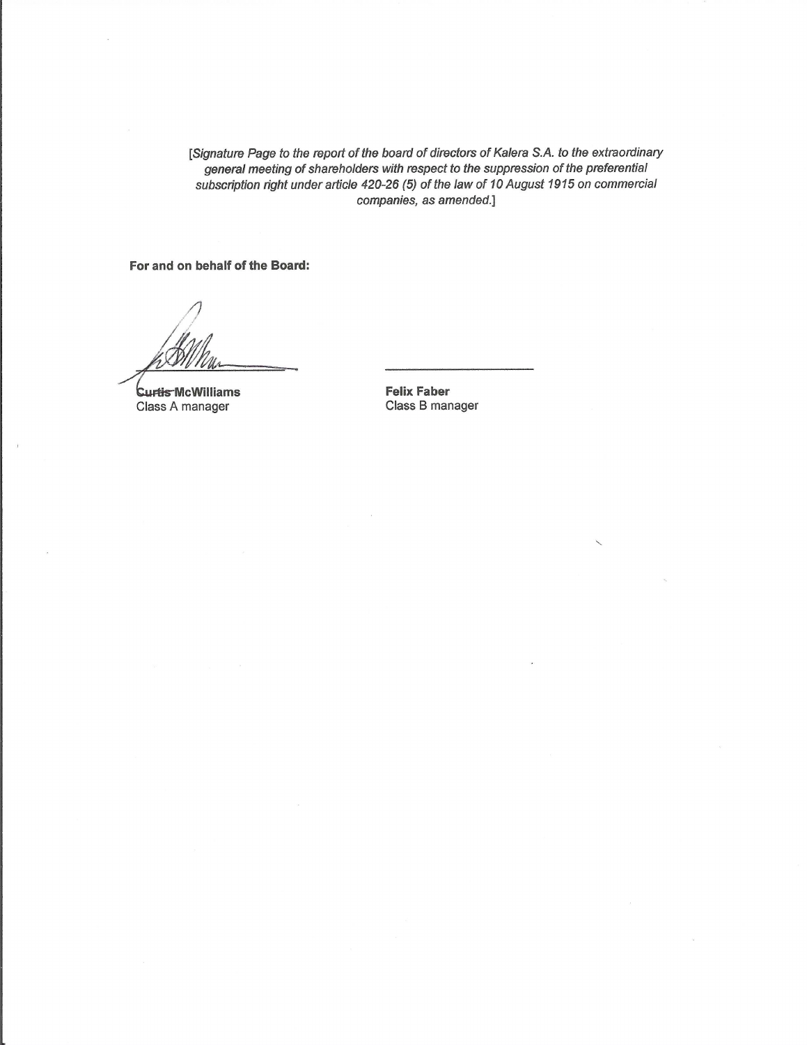*[Signature Page to the report of the board of directors of Kalera S.A. to the extraordinary general meeting of shareholders with respect to the suppression of the preferential subscription right under article 420-26 (5) of the law of 10 August 1915 on commercial companies, as amended.]*

**For and on behalf of the Board:**

| | |
|---|---|
| ______________________ | ______________________ |
| **Curtis McWilliams** | **Felix Faber** |
| Class A manager | Class B manager |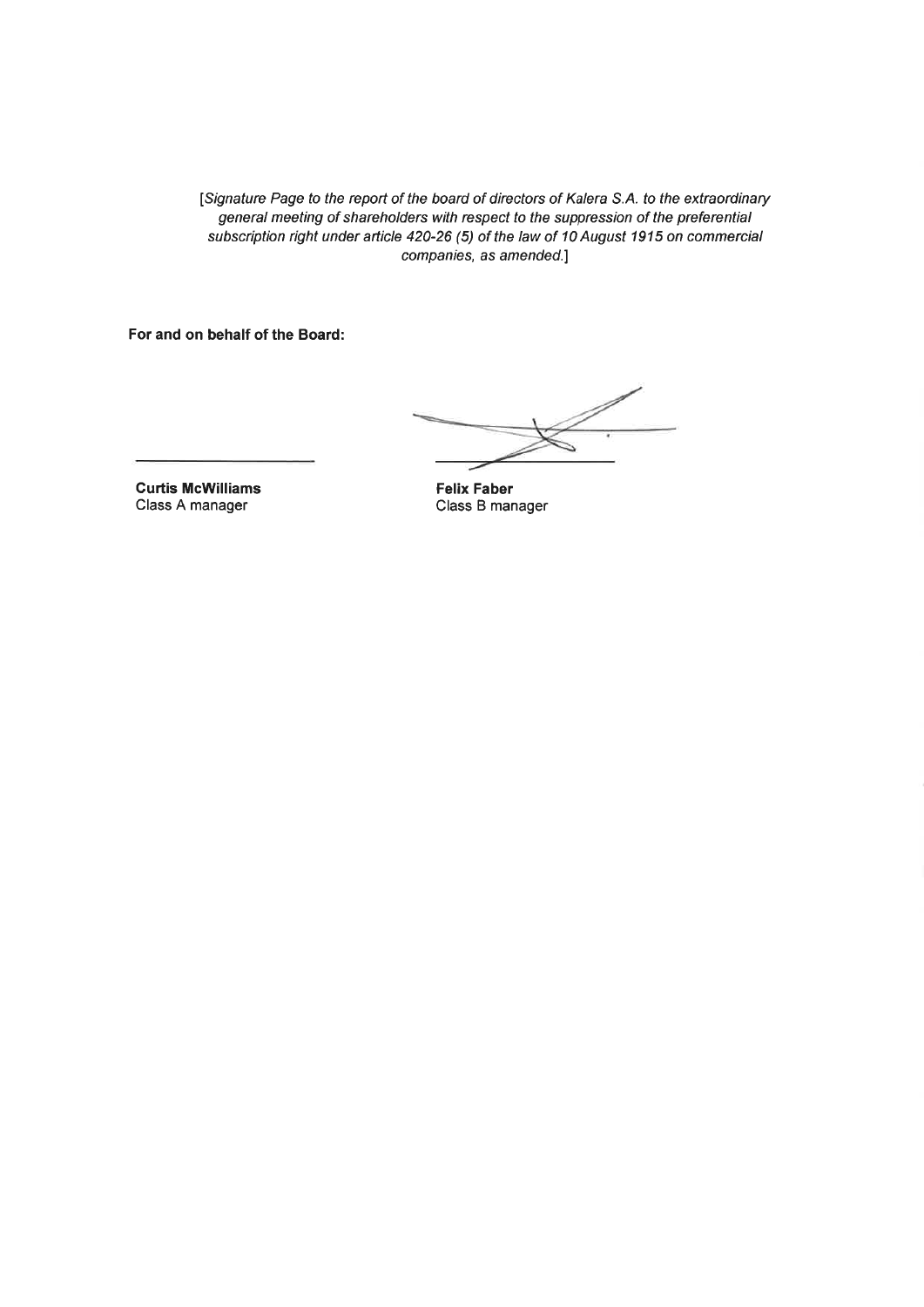*[Signature Page to the report of the board of directors of Kalera S.A. to the extraordinary general meeting of shareholders with respect to the suppression of the preferential subscription right under article 420-26 (5) of the law of 10 August 1915 on commercial companies, as amended.]*

**For and on behalf of the Board:**

**Curtis McWilliams**
Class A manager

**Felix Faber**
Class B manager